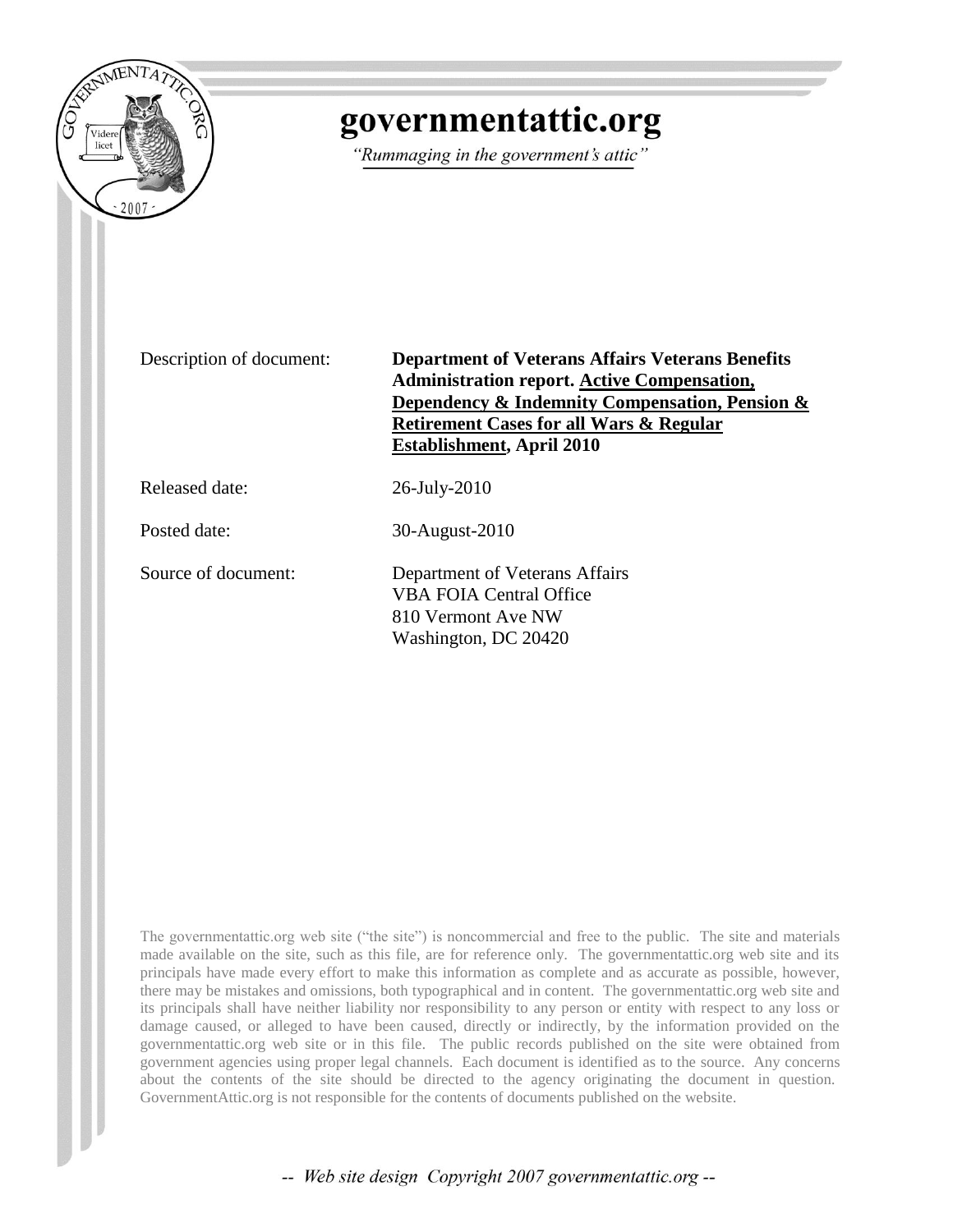# governmentattic.org

*"Rummaging in the government's attic"*

Description of document: **Department of Veterans Affairs Veterans Benefits Administration report. Active Compensation, Dependency & Indemnity Compensation, Pension & Retirement Cases for all Wars & Regular Establishment, April 2010**

Released date: 26-July-2010

Posted date: 30-August-2010

Source of document: Department of Veterans Affairs
VBA FOIA Central Office
810 Vermont Ave NW
Washington, DC 20420

The governmentattic.org web site ("the site") is noncommercial and free to the public. The site and materials made available on the site, such as this file, are for reference only. The governmentattic.org web site and its principals have made every effort to make this information as complete and as accurate as possible, however, there may be mistakes and omissions, both typographical and in content. The governmentattic.org web site and its principals shall have neither liability nor responsibility to any person or entity with respect to any loss or damage caused, or alleged to have been caused, directly or indirectly, by the information provided on the governmentattic.org web site or in this file. The public records published on the site were obtained from government agencies using proper legal channels. Each document is identified as to the source. Any concerns about the contents of the site should be directed to the agency originating the document in question. GovernmentAttic.org is not responsible for the contents of documents published on the website.

-- *Web site design Copyright 2007 governmentattic.org* --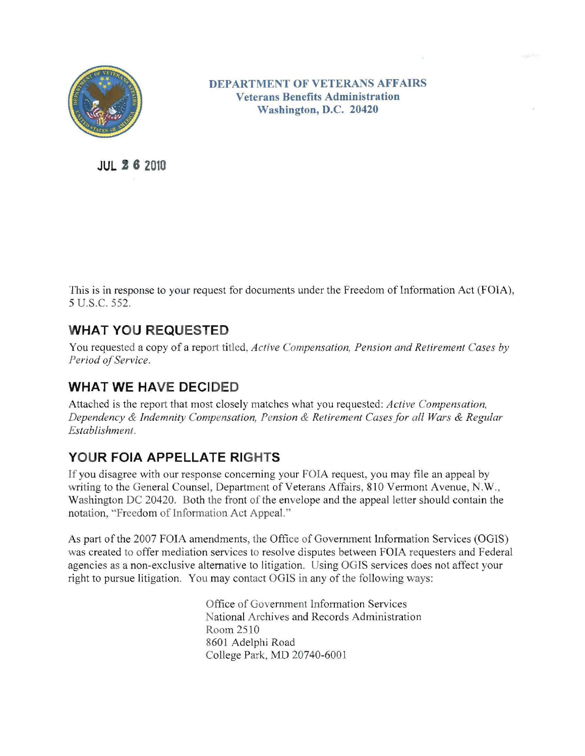**DEPARTMENT OF VETERANS AFFAIRS**
**Veterans Benefits Administration**
**Washington, D.C. 20420**

JUL 26 2010

This is in response to your request for documents under the Freedom of Information Act (FOIA), 5 U.S.C. 552.

## WHAT YOU REQUESTED

You requested a copy of a report titled, *Active Compensation, Pension and Retirement Cases by Period of Service.*

## WHAT WE HAVE DECIDED

Attached is the report that most closely matches what you requested: *Active Compensation, Dependency & Indemnity Compensation, Pension & Retirement Cases for all Wars & Regular Establishment.*

## YOUR FOIA APPELLATE RIGHTS

If you disagree with our response concerning your FOIA request, you may file an appeal by writing to the General Counsel, Department of Veterans Affairs, 810 Vermont Avenue, N.W., Washington DC 20420. Both the front of the envelope and the appeal letter should contain the notation, "Freedom of Information Act Appeal."

As part of the 2007 FOIA amendments, the Office of Government Information Services (OGIS) was created to offer mediation services to resolve disputes between FOIA requesters and Federal agencies as a non-exclusive alternative to litigation. Using OGIS services does not affect your right to pursue litigation. You may contact OGIS in any of the following ways:

Office of Government Information Services
National Archives and Records Administration
Room 2510
8601 Adelphi Road
College Park, MD 20740-6001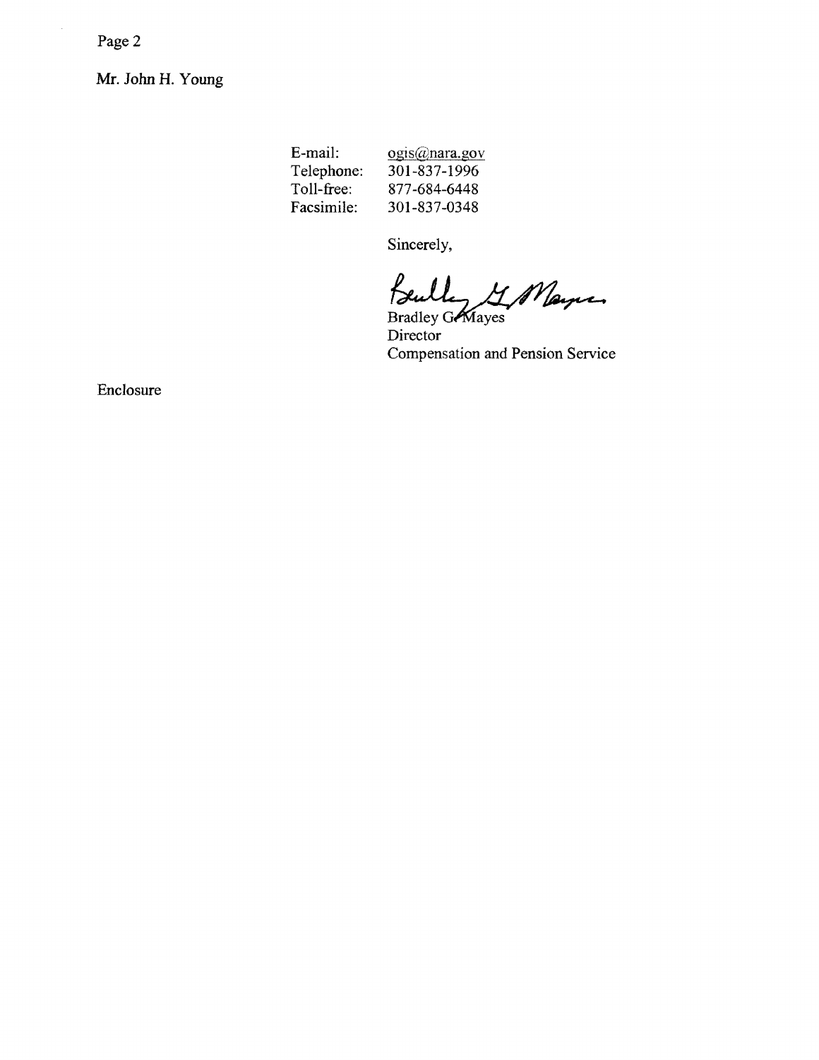Mr. John H. Young

| | |
|---|---|
| E-mail: | ogis@nara.gov |
| Telephone: | 301-837-1996 |
| Toll-free: | 877-684-6448 |
| Facsimile: | 301-837-0348 |

Sincerely,

Bradley G. Mayes  
Director  
Compensation and Pension Service

Enclosure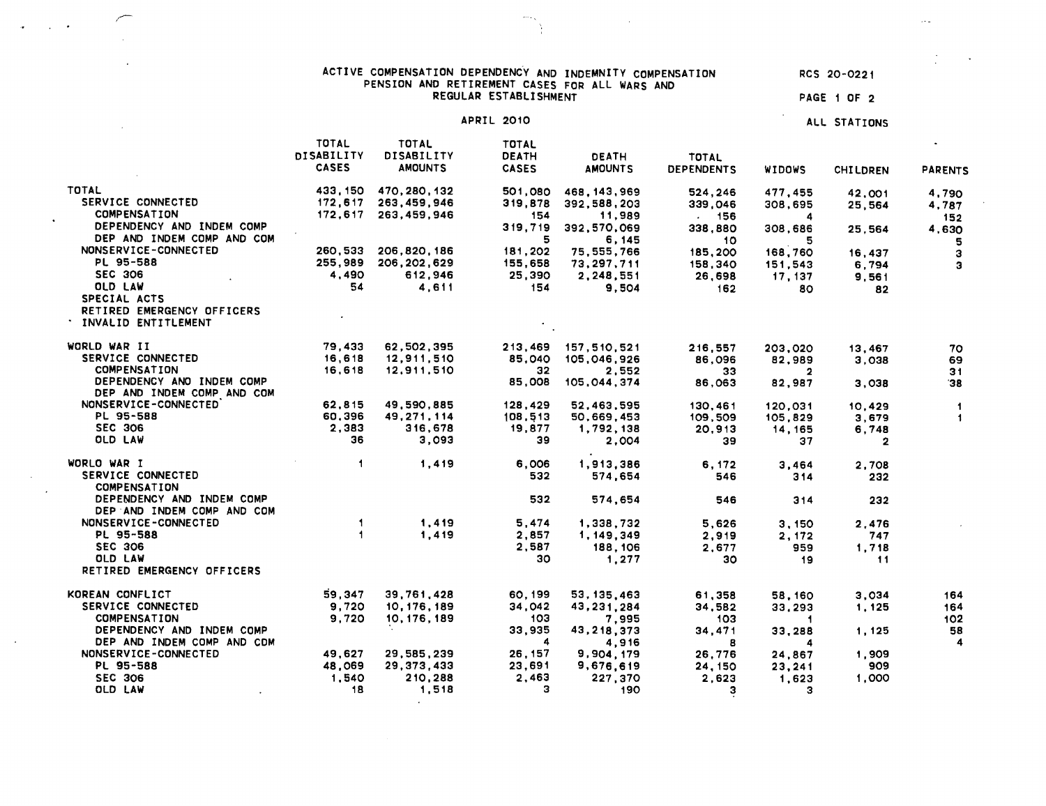# ACTIVE COMPENSATION DEPENDENCY AND INDEMNITY COMPENSATION PENSION AND RETIREMENT CASES FOR ALL WARS AND REGULAR ESTABLISHMENT

RCS 20-0221

APRIL 2010

ALL STATIONS

| | TOTAL DISABILITY CASES | TOTAL DISABILITY AMOUNTS | TOTAL DEATH CASES | DEATH AMOUNTS | TOTAL DEPENDENTS | WIDOWS | CHILDREN | PARENTS |
|---|---|---|---|---|---|---|---|---|
| TOTAL | 433,150 | 470,280,132 | 501,080 | 468,143,969 | 524,246 | 477,455 | 42,001 | 4,790 |
| SERVICE CONNECTED | 172,617 | 263,459,946 | 319,878 | 392,588,203 | 339,046 | 308,695 | 25,564 | 4,787 |
| COMPENSATION | 172,617 | 263,459,946 | 154 | 11,989 | 156 | 4 | | 152 |
| DEPENDENCY AND INDEM COMP | | | 319,719 | 392,570,069 | 338,880 | 308,686 | 25,564 | 4,630 |
| DEP AND INDEM COMP AND COM | | | 5 | 6,145 | 10 | 5 | | 5 |
| NONSERVICE-CONNECTED | 260,533 | 206,820,186 | 181,202 | 75,555,766 | 185,200 | 168,760 | 16,437 | 3 |
| PL 95-588 | 255,989 | 206,202,629 | 155,658 | 73,297,711 | 158,340 | 151,543 | 6,794 | 3 |
| SEC 306 | 4,490 | 612,946 | 25,390 | 2,248,551 | 26,698 | 17,137 | 9,561 | |
| OLD LAW | 54 | 4,611 | 154 | 9,504 | 162 | 80 | 82 | |
| SPECIAL ACTS | | | | | | | | |
| RETIRED EMERGENCY OFFICERS | | | | | | | | |
| INVALID ENTITLEMENT | | | | | | | | |
| WORLD WAR II | 79,433 | 62,502,395 | 213,469 | 157,510,521 | 216,557 | 203,020 | 13,467 | 70 |
| SERVICE CONNECTED | 16,618 | 12,911,510 | 85,040 | 105,046,926 | 86,096 | 82,989 | 3,038 | 69 |
| COMPENSATION | 16,618 | 12,911,510 | 32 | 2,552 | 33 | 2 | | 31 |
| DEPENDENCY AND INDEM COMP | | | 85,008 | 105,044,374 | 86,063 | 82,987 | 3,038 | 38 |
| DEP AND INDEM COMP AND COM | | | | | | | | |
| NONSERVICE-CONNECTED | 62,815 | 49,590,885 | 128,429 | 52,463,595 | 130,461 | 120,031 | 10,429 | 1 |
| PL 95-588 | 60,396 | 49,271,114 | 108,513 | 50,669,453 | 109,509 | 105,829 | 3,679 | 1 |
| SEC 306 | 2,383 | 316,678 | 19,877 | 1,792,138 | 20,913 | 14,165 | 6,748 | |
| OLD LAW | 36 | 3,093 | 39 | 2,004 | 39 | 37 | 2 | |
| WORLD WAR I | 1 | 1,419 | 6,006 | 1,913,386 | 6,172 | 3,464 | 2,708 | |
| SERVICE CONNECTED | | | 532 | 574,654 | 546 | 314 | 232 | |
| COMPENSATION | | | | | | | | |
| DEPENDENCY AND INDEM COMP | | | 532 | 574,654 | 546 | 314 | 232 | |
| DEP AND INDEM COMP AND COM | | | | | | | | |
| NONSERVICE-CONNECTED | 1 | 1,419 | 5,474 | 1,338,732 | 5,626 | 3,150 | 2,476 | |
| PL 95-588 | 1 | 1,419 | 2,857 | 1,149,349 | 2,919 | 2,172 | 747 | |
| SEC 306 | | | 2,587 | 188,106 | 2,677 | 959 | 1,718 | |
| OLD LAW | | | 30 | 1,277 | 30 | 19 | 11 | |
| RETIRED EMERGENCY OFFICERS | | | | | | | | |
| KOREAN CONFLICT | 59,347 | 39,761,428 | 60,199 | 53,135,463 | 61,358 | 58,160 | 3,034 | 164 |
| SERVICE CONNECTED | 9,720 | 10,176,189 | 34,042 | 43,231,284 | 34,582 | 33,293 | 1,125 | 164 |
| COMPENSATION | 9,720 | 10,176,189 | 103 | 7,995 | 103 | 1 | | 102 |
| DEPENDENCY AND INDEM COMP | | | 33,935 | 43,218,373 | 34,471 | 33,288 | 1,125 | 58 |
| DEP AND INDEM COMP AND COM | | | 4 | 4,916 | 8 | 4 | | 4 |
| NONSERVICE-CONNECTED | 49,627 | 29,585,239 | 26,157 | 9,904,179 | 26,776 | 24,867 | 1,909 | |
| PL 95-588 | 48,069 | 29,373,433 | 23,691 | 9,676,619 | 24,150 | 23,241 | 909 | |
| SEC 306 | 1,540 | 210,288 | 2,463 | 227,370 | 2,623 | 1,623 | 1,000 | |
| OLD LAW | 18 | 1,518 | 3 | 190 | 3 | 3 | | |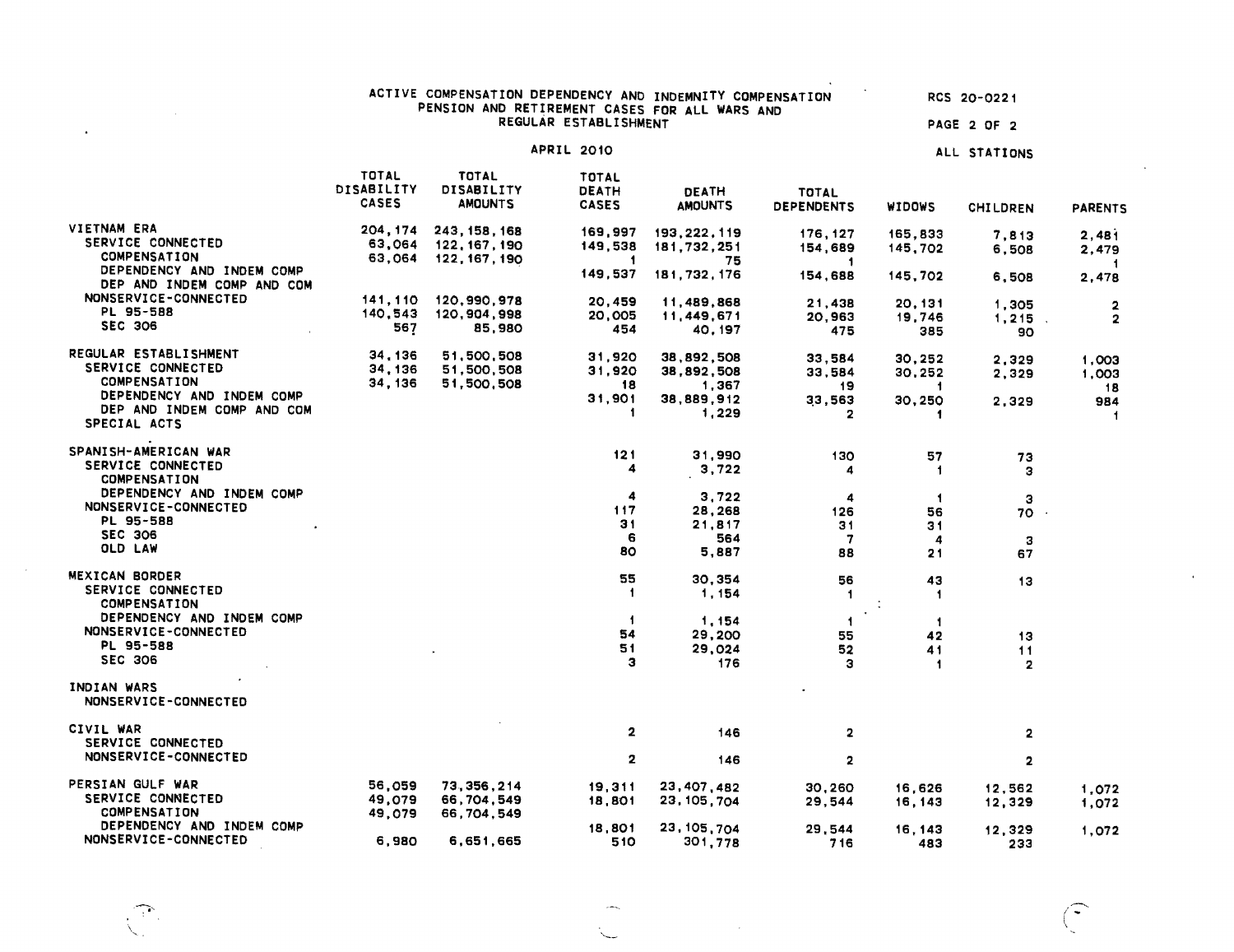ACTIVE COMPENSATION DEPENDENCY AND INDEMNITY COMPENSATION
PENSION AND RETIREMENT CASES FOR ALL WARS AND
REGULAR ESTABLISHMENT

RCS 20-0221

APRIL 2010

ALL STATIONS

| | TOTAL DISABILITY CASES | TOTAL DISABILITY AMOUNTS | TOTAL DEATH CASES | DEATH AMOUNTS | TOTAL DEPENDENTS | WIDOWS | CHILDREN | PARENTS |
|---|---|---|---|---|---|---|---|---|
| VIETNAM ERA | 204,174 | 243,158,168 | 169,997 | 193,222,119 | 176,127 | 165,833 | 7,813 | 2,481 |
| SERVICE CONNECTED | 63,064 | 122,167,190 | 149,538 | 181,732,251 | 154,689 | 145,702 | 6,508 | 2,479 |
| COMPENSATION | 63,064 | 122,167,190 | 1 | 75 | 1 | | | 1 |
| DEPENDENCY AND INDEM COMP | | | 149,537 | 181,732,176 | 154,688 | 145,702 | 6,508 | 2,478 |
| DEP AND INDEM COMP AND COM | | | | | | | | |
| NONSERVICE-CONNECTED | 141,110 | 120,990,978 | 20,459 | 11,489,868 | 21,438 | 20,131 | 1,305 | 2 |
| PL 95-588 | 140,543 | 120,904,998 | 20,005 | 11,449,671 | 20,963 | 19,746 | 1,215 | 2 |
| SEC 306 | 567 | 85,980 | 454 | 40,197 | 475 | 385 | 90 | |
| REGULAR ESTABLISHMENT | 34,136 | 51,500,508 | 31,920 | 38,892,508 | 33,584 | 30,252 | 2,329 | 1,003 |
| SERVICE CONNECTED | 34,136 | 51,500,508 | 31,920 | 38,892,508 | 33,584 | 30,252 | 2,329 | 1,003 |
| COMPENSATION | 34,136 | 51,500,508 | 18 | 1,367 | 19 | 1 | | 18 |
| DEPENDENCY AND INDEM COMP | | | 31,901 | 38,889,912 | 33,563 | 30,250 | 2,329 | 984 |
| DEP AND INDEM COMP AND COM | | | 1 | 1,229 | 2 | 1 | | 1 |
| SPECIAL ACTS | | | | | | | | |
| SPANISH-AMERICAN WAR | | | 121 | 31,990 | 130 | 57 | 73 | |
| SERVICE CONNECTED | | | 4 | 3,722 | 4 | 1 | 3 | |
| COMPENSATION | | | | | | | | |
| DEPENDENCY AND INDEM COMP | | | 4 | 3,722 | 4 | 1 | 3 | |
| NONSERVICE-CONNECTED | | | 117 | 28,268 | 126 | 56 | 70 | |
| PL 95-588 | | | 31 | 21,817 | 31 | 31 | | |
| SEC 306 | | | 6 | 564 | 7 | 4 | 3 | |
| OLD LAW | | | 80 | 5,887 | 88 | 21 | 67 | |
| MEXICAN BORDER | | | 55 | 30,354 | 56 | 43 | 13 | |
| SERVICE CONNECTED | | | 1 | 1,154 | 1 | 1 | | |
| COMPENSATION | | | | | | | | |
| DEPENDENCY AND INDEM COMP | | | 1 | 1,154 | 1 | 1 | | |
| NONSERVICE-CONNECTED | | | 54 | 29,200 | 55 | 42 | 13 | |
| PL 95-588 | | | 51 | 29,024 | 52 | 41 | 11 | |
| SEC 306 | | | 3 | 176 | 3 | 1 | 2 | |
| INDIAN WARS | | | | | | | | |
| NONSERVICE-CONNECTED | | | | | | | | |
| CIVIL WAR | | | 2 | 146 | 2 | | 2 | |
| SERVICE CONNECTED | | | | | | | | |
| NONSERVICE-CONNECTED | | | 2 | 146 | 2 | | 2 | |
| PERSIAN GULF WAR | 56,059 | 73,356,214 | 19,311 | 23,407,482 | 30,260 | 16,626 | 12,562 | 1,072 |
| SERVICE CONNECTED | 49,079 | 66,704,549 | 18,801 | 23,105,704 | 29,544 | 16,143 | 12,329 | 1,072 |
| COMPENSATION | 49,079 | 66,704,549 | | | | | | |
| DEPENDENCY AND INDEM COMP | | | 18,801 | 23,105,704 | 29,544 | 16,143 | 12,329 | 1,072 |
| NONSERVICE-CONNECTED | 6,980 | 6,651,665 | 510 | 301,778 | 716 | 483 | 233 | |